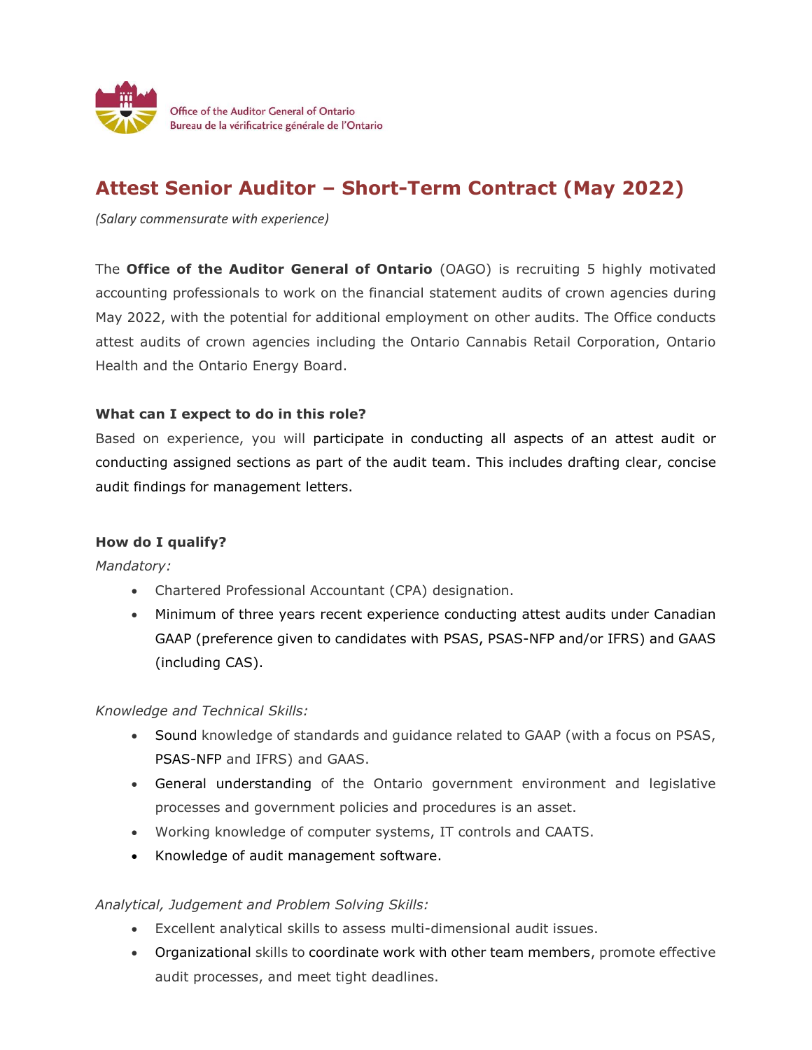Office of the Auditor General of Ontario
Bureau de la vérificatrice générale de l'Ontario

# Attest Senior Auditor – Short-Term Contract (May 2022)

*(Salary commensurate with experience)*

The **Office of the Auditor General of Ontario** (OAGO) is recruiting 5 highly motivated accounting professionals to work on the financial statement audits of crown agencies during May 2022, with the potential for additional employment on other audits. The Office conducts attest audits of crown agencies including the Ontario Cannabis Retail Corporation, Ontario Health and the Ontario Energy Board.

### What can I expect to do in this role?

Based on experience, you will participate in conducting all aspects of an attest audit or conducting assigned sections as part of the audit team. This includes drafting clear, concise audit findings for management letters.

### How do I qualify?

*Mandatory:*

- Chartered Professional Accountant (CPA) designation.
- Minimum of three years recent experience conducting attest audits under Canadian GAAP (preference given to candidates with PSAS, PSAS-NFP and/or IFRS) and GAAS (including CAS).

*Knowledge and Technical Skills:*

- Sound knowledge of standards and guidance related to GAAP (with a focus on PSAS, PSAS-NFP and IFRS) and GAAS.
- General understanding of the Ontario government environment and legislative processes and government policies and procedures is an asset.
- Working knowledge of computer systems, IT controls and CAATS.
- Knowledge of audit management software.

*Analytical, Judgement and Problem Solving Skills:*

- Excellent analytical skills to assess multi-dimensional audit issues.
- Organizational skills to coordinate work with other team members, promote effective audit processes, and meet tight deadlines.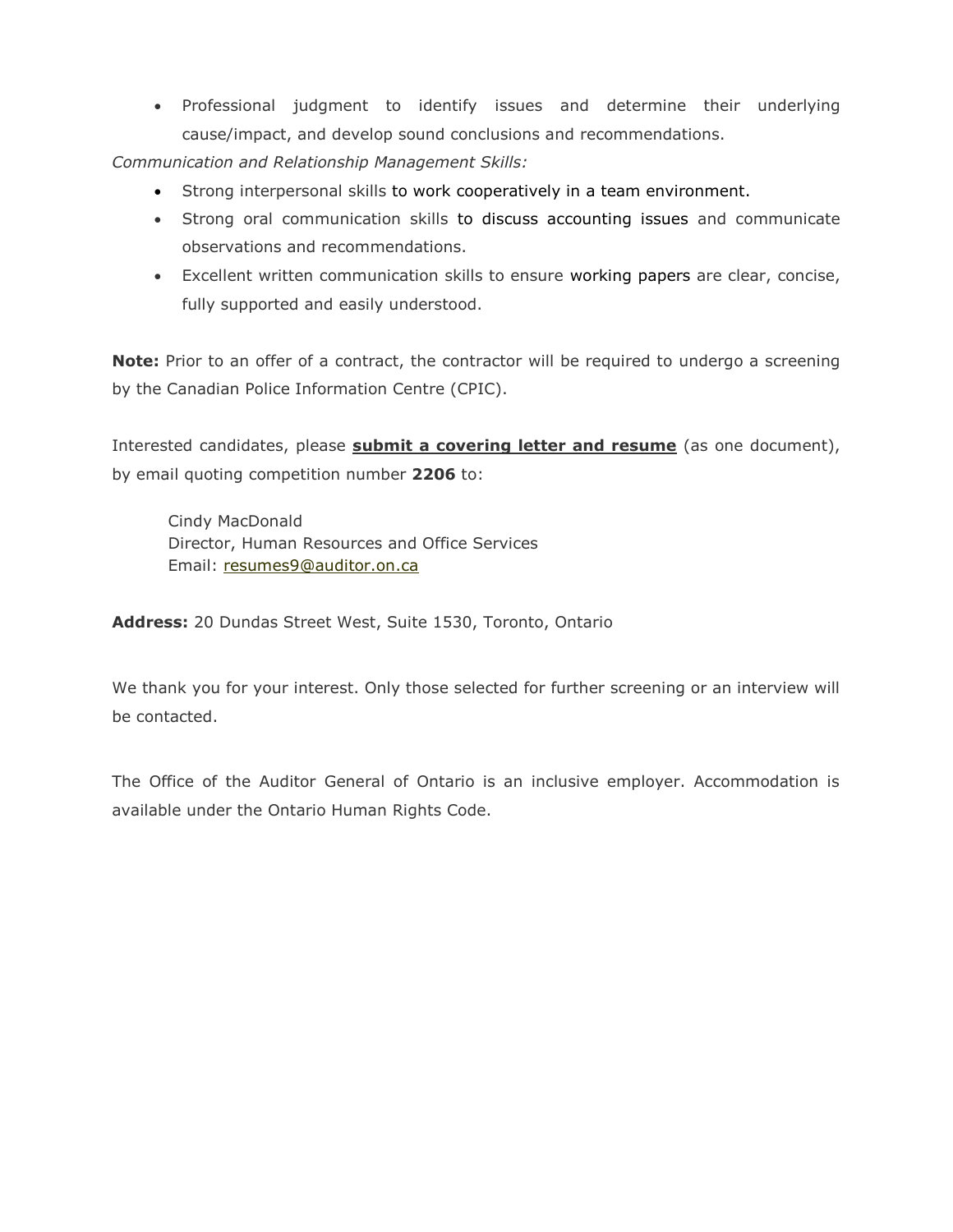- Professional judgment to identify issues and determine their underlying cause/impact, and develop sound conclusions and recommendations.

*Communication and Relationship Management Skills:*

- Strong interpersonal skills to work cooperatively in a team environment.
- Strong oral communication skills to discuss accounting issues and communicate observations and recommendations.
- Excellent written communication skills to ensure working papers are clear, concise, fully supported and easily understood.

**Note:** Prior to an offer of a contract, the contractor will be required to undergo a screening by the Canadian Police Information Centre (CPIC).

Interested candidates, please **submit a covering letter and resume** (as one document), by email quoting competition number **2206** to:

Cindy MacDonald
Director, Human Resources and Office Services
Email: resumes9@auditor.on.ca

**Address:** 20 Dundas Street West, Suite 1530, Toronto, Ontario

We thank you for your interest. Only those selected for further screening or an interview will be contacted.

The Office of the Auditor General of Ontario is an inclusive employer. Accommodation is available under the Ontario Human Rights Code.